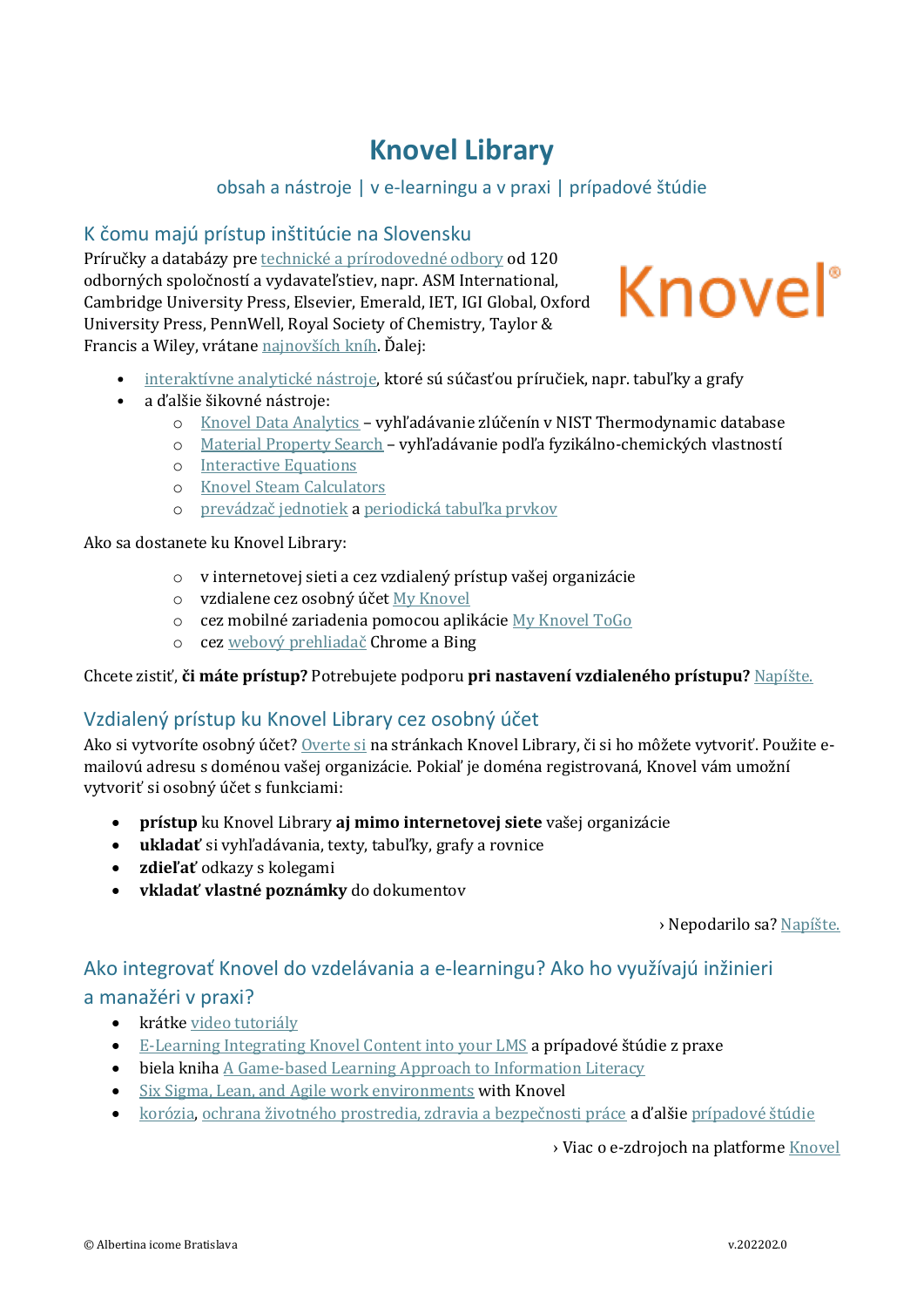# Knovel Library

obsah a nástroje | v e-learningu a v praxi | prípadové štúdie

## K čomu majú prístup inštitúcie na Slovensku

Príručky a databázy pre technické a prírodovedné odbory od 120 odborných spoločností a vydavateľstiev, napr. ASM International, Cambridge University Press, Elsevier, Emerald, IET, IGI Global, Oxford University Press, PennWell, Royal Society of Chemistry, Taylor & Francis a Wiley, vrátane najnovších kníh. Ďalej:

- interaktívne analytické nástroje, ktoré sú súčasťou príručiek, napr. tabuľky a grafy
- a ďalšie šikovné nástroje:
    - Knovel Data Analytics – vyhľadávanie zlúčenín v NIST Thermodynamic database
    - Material Property Search – vyhľadávanie podľa fyzikálno-chemických vlastností
    - Interactive Equations
    - Knovel Steam Calculators
    - prevádzač jednotiek a periodická tabuľka prvkov

Ako sa dostanete ku Knovel Library:

- v internetovej sieti a cez vzdialený prístup vašej organizácie
- vzdialene cez osobný účet My Knovel
- cez mobilné zariadenia pomocou aplikácie My Knovel ToGo
- cez webový prehliadač Chrome a Bing

Chcete zistiť, **či máte prístup?** Potrebujete podporu **pri nastavení vzdialeného prístupu?** Napíšte.

## Vzdialený prístup ku Knovel Library cez osobný účet

Ako si vytvoríte osobný účet? Overte si na stránkach Knovel Library, či si ho môžete vytvoriť. Použite e-mailovú adresu s doménou vašej organizácie. Pokiaľ je doména registrovaná, Knovel vám umožní vytvoriť si osobný účet s funkciami:

- **prístup** ku Knovel Library **aj mimo internetovej siete** vašej organizácie
- **ukladať** si vyhľadávania, texty, tabuľky, grafy a rovnice
- **zdieľať** odkazy s kolegami
- **vkladať vlastné poznámky** do dokumentov

› Nepodarilo sa? Napíšte.

## Ako integrovať Knovel do vzdelávania a e-learningu? Ako ho využívajú inžinieri a manažéri v praxi?

- krátke video tutoriály
- E-Learning Integrating Knovel Content into your LMS a prípadové štúdie z praxe
- biela kniha A Game-based Learning Approach to Information Literacy
- Six Sigma, Lean, and Agile work environments with Knovel
- korózia, ochrana životného prostredia, zdravia a bezpečnosti práce a ďalšie prípadové štúdie

› Viac o e-zdrojoch na platforme Knovel

© Albertina icome Bratislava v.202202.0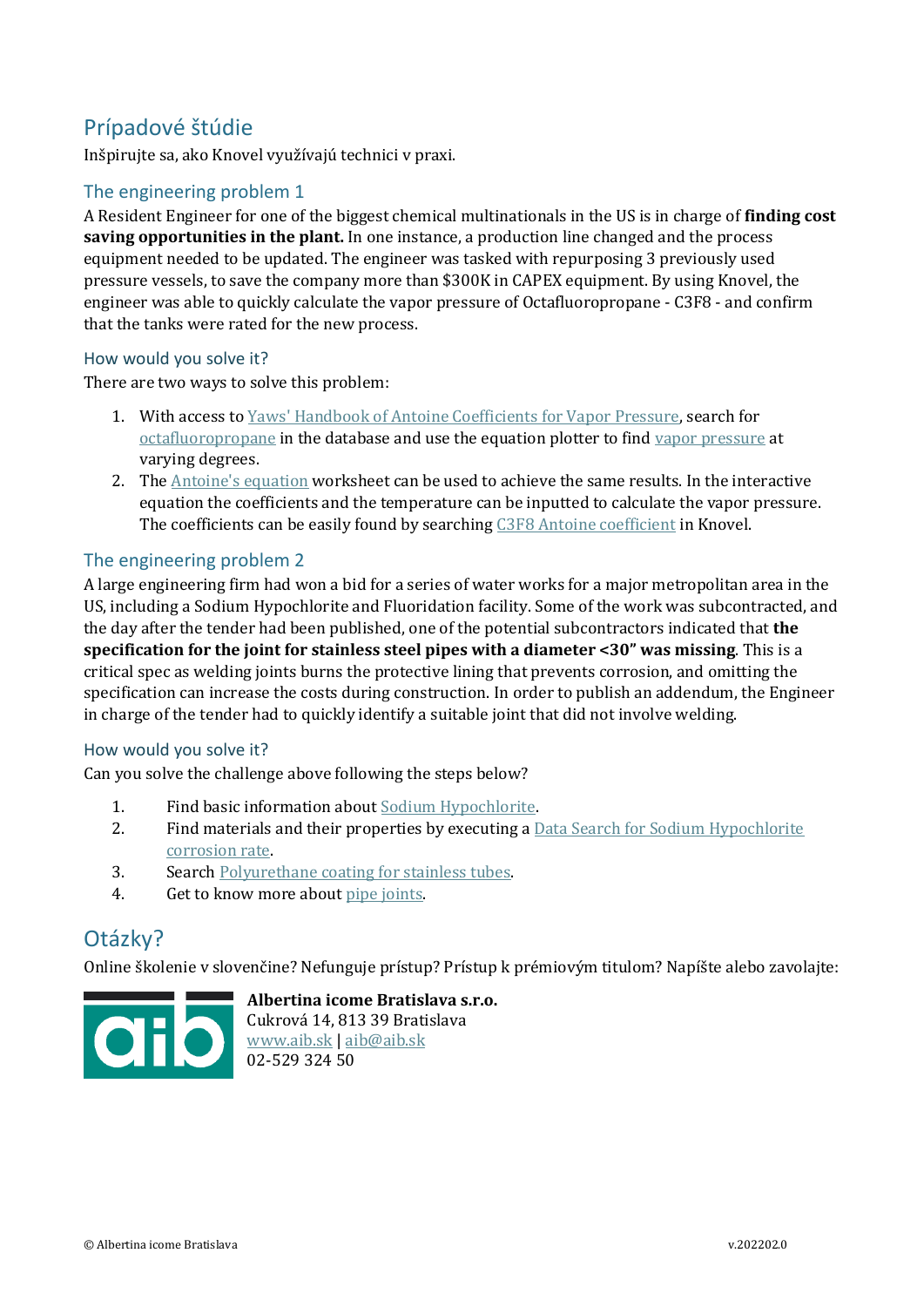## Prípadové štúdie

Inšpirujte sa, ako Knovel využívajú technici v praxi.

### The engineering problem 1

A Resident Engineer for one of the biggest chemical multinationals in the US is in charge of **finding cost saving opportunities in the plant.** In one instance, a production line changed and the process equipment needed to be updated. The engineer was tasked with repurposing 3 previously used pressure vessels, to save the company more than $300K in CAPEX equipment. By using Knovel, the engineer was able to quickly calculate the vapor pressure of Octafluoropropane - C3F8 - and confirm that the tanks were rated for the new process.

#### How would you solve it?

There are two ways to solve this problem:

1. With access to Yaws' Handbook of Antoine Coefficients for Vapor Pressure, search for octafluoropropane in the database and use the equation plotter to find vapor pressure at varying degrees.
2. The Antoine's equation worksheet can be used to achieve the same results. In the interactive equation the coefficients and the temperature can be inputted to calculate the vapor pressure. The coefficients can be easily found by searching C3F8 Antoine coefficient in Knovel.

### The engineering problem 2

A large engineering firm had won a bid for a series of water works for a major metropolitan area in the US, including a Sodium Hypochlorite and Fluoridation facility. Some of the work was subcontracted, and the day after the tender had been published, one of the potential subcontractors indicated that **the specification for the joint for stainless steel pipes with a diameter <30" was missing**. This is a critical spec as welding joints burns the protective lining that prevents corrosion, and omitting the specification can increase the costs during construction. In order to publish an addendum, the Engineer in charge of the tender had to quickly identify a suitable joint that did not involve welding.

#### How would you solve it?

Can you solve the challenge above following the steps below?

1. Find basic information about Sodium Hypochlorite.
2. Find materials and their properties by executing a Data Search for Sodium Hypochlorite corrosion rate.
3. Search Polyurethane coating for stainless tubes.
4. Get to know more about pipe joints.

## Otázky?

Online školenie v slovenčine? Nefunguje prístup? Prístup k prémiovým titulom? Napíšte alebo zavolajte:

**Albertina icome Bratislava s.r.o.**
Cukrová 14, 813 39 Bratislava
www.aib.sk | aib@aib.sk
02-529 324 50

© Albertina icome Bratislava v.202202.0